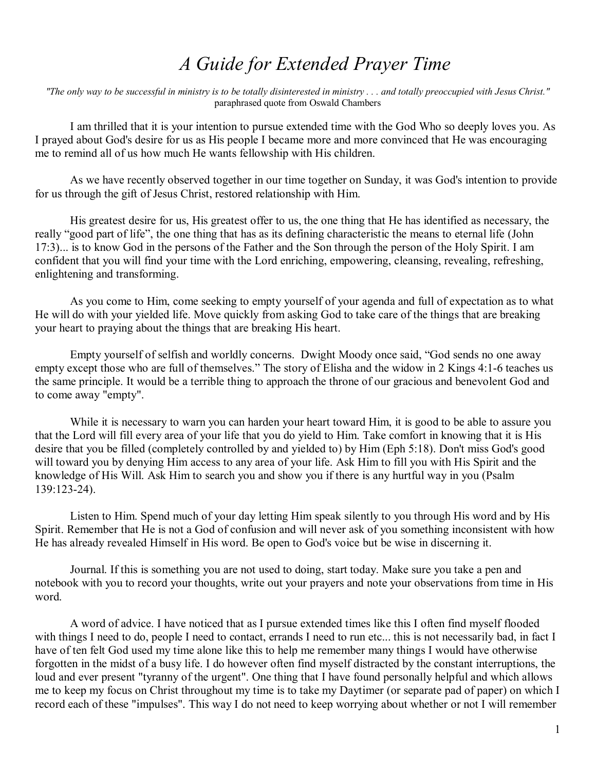# *A Guide for Extended Prayer Time*

*"The only way to be successful in ministry is to be totally disinterested in ministry . . . and totally preoccupied with Jesus Christ."*
paraphrased quote from Oswald Chambers

I am thrilled that it is your intention to pursue extended time with the God Who so deeply loves you. As I prayed about God's desire for us as His people I became more and more convinced that He was encouraging me to remind all of us how much He wants fellowship with His children.

As we have recently observed together in our time together on Sunday, it was God's intention to provide for us through the gift of Jesus Christ, restored relationship with Him.

His greatest desire for us, His greatest offer to us, the one thing that He has identified as necessary, the really "good part of life", the one thing that has as its defining characteristic the means to eternal life (John 17:3)... is to know God in the persons of the Father and the Son through the person of the Holy Spirit. I am confident that you will find your time with the Lord enriching, empowering, cleansing, revealing, refreshing, enlightening and transforming.

As you come to Him, come seeking to empty yourself of your agenda and full of expectation as to what He will do with your yielded life. Move quickly from asking God to take care of the things that are breaking your heart to praying about the things that are breaking His heart.

Empty yourself of selfish and worldly concerns. Dwight Moody once said, "God sends no one away empty except those who are full of themselves." The story of Elisha and the widow in 2 Kings 4:1-6 teaches us the same principle. It would be a terrible thing to approach the throne of our gracious and benevolent God and to come away "empty".

While it is necessary to warn you can harden your heart toward Him, it is good to be able to assure you that the Lord will fill every area of your life that you do yield to Him. Take comfort in knowing that it is His desire that you be filled (completely controlled by and yielded to) by Him (Eph 5:18). Don't miss God's good will toward you by denying Him access to any area of your life. Ask Him to fill you with His Spirit and the knowledge of His Will. Ask Him to search you and show you if there is any hurtful way in you (Psalm 139:123-24).

Listen to Him. Spend much of your day letting Him speak silently to you through His word and by His Spirit. Remember that He is not a God of confusion and will never ask of you something inconsistent with how He has already revealed Himself in His word. Be open to God's voice but be wise in discerning it.

Journal. If this is something you are not used to doing, start today. Make sure you take a pen and notebook with you to record your thoughts, write out your prayers and note your observations from time in His word.

A word of advice. I have noticed that as I pursue extended times like this I often find myself flooded with things I need to do, people I need to contact, errands I need to run etc... this is not necessarily bad, in fact I have of ten felt God used my time alone like this to help me remember many things I would have otherwise forgotten in the midst of a busy life. I do however often find myself distracted by the constant interruptions, the loud and ever present "tyranny of the urgent". One thing that I have found personally helpful and which allows me to keep my focus on Christ throughout my time is to take my Daytimer (or separate pad of paper) on which I record each of these "impulses". This way I do not need to keep worrying about whether or not I will remember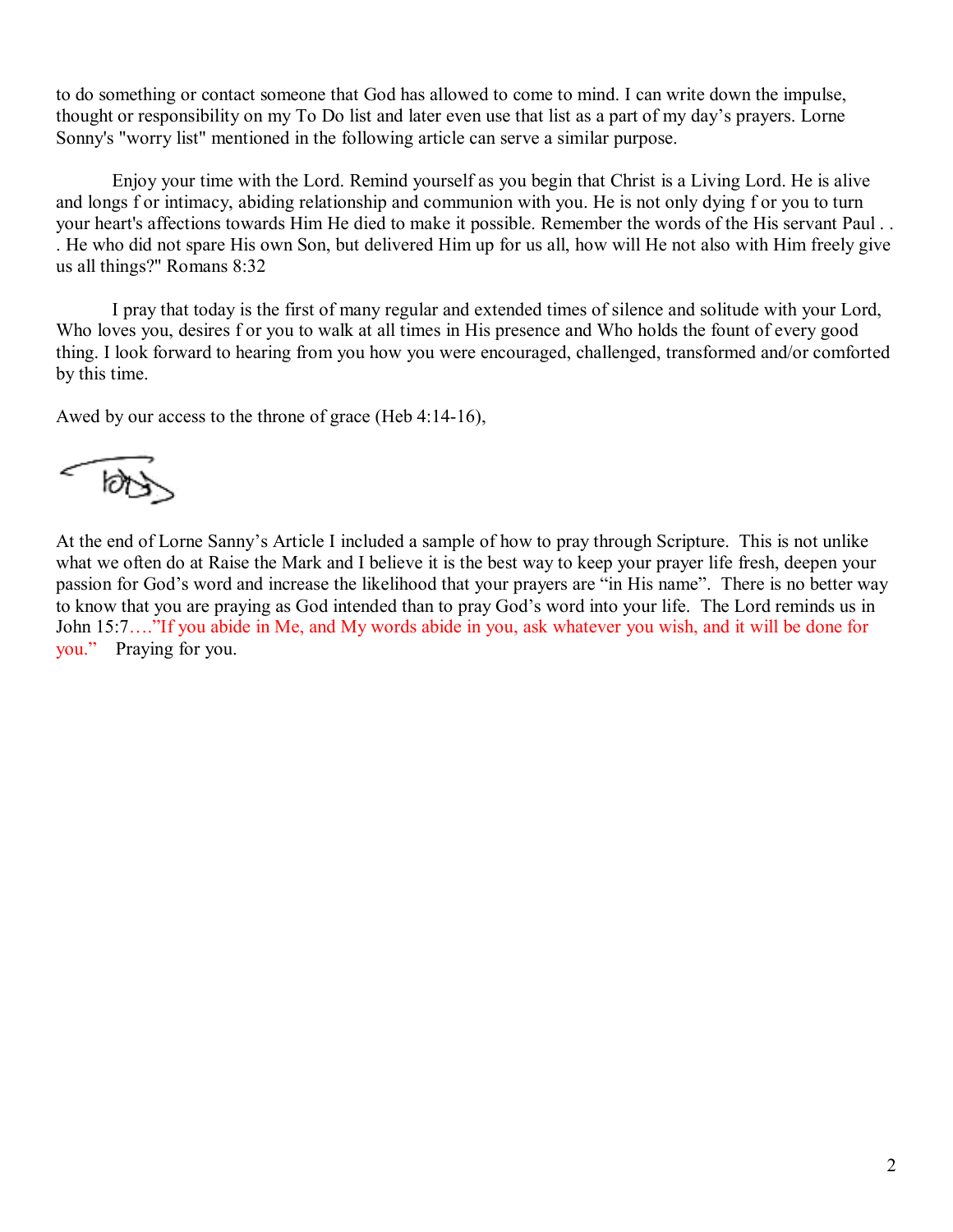to do something or contact someone that God has allowed to come to mind. I can write down the impulse, thought or responsibility on my To Do list and later even use that list as a part of my day's prayers. Lorne Sonny's "worry list" mentioned in the following article can serve a similar purpose.

Enjoy your time with the Lord. Remind yourself as you begin that Christ is a Living Lord. He is alive and longs f or intimacy, abiding relationship and communion with you. He is not only dying f or you to turn your heart's affections towards Him He died to make it possible. Remember the words of the His servant Paul . . . He who did not spare His own Son, but delivered Him up for us all, how will He not also with Him freely give us all things?" Romans 8:32

I pray that today is the first of many regular and extended times of silence and solitude with your Lord, Who loves you, desires f or you to walk at all times in His presence and Who holds the fount of every good thing. I look forward to hearing from you how you were encouraged, challenged, transformed and/or comforted by this time.

Awed by our access to the throne of grace (Heb 4:14-16),

At the end of Lorne Sanny's Article I included a sample of how to pray through Scripture. This is not unlike what we often do at Raise the Mark and I believe it is the best way to keep your prayer life fresh, deepen your passion for God's word and increase the likelihood that your prayers are "in His name". There is no better way to know that you are praying as God intended than to pray God's word into your life. The Lord reminds us in John 15:7…."If you abide in Me, and My words abide in you, ask whatever you wish, and it will be done for you." Praying for you.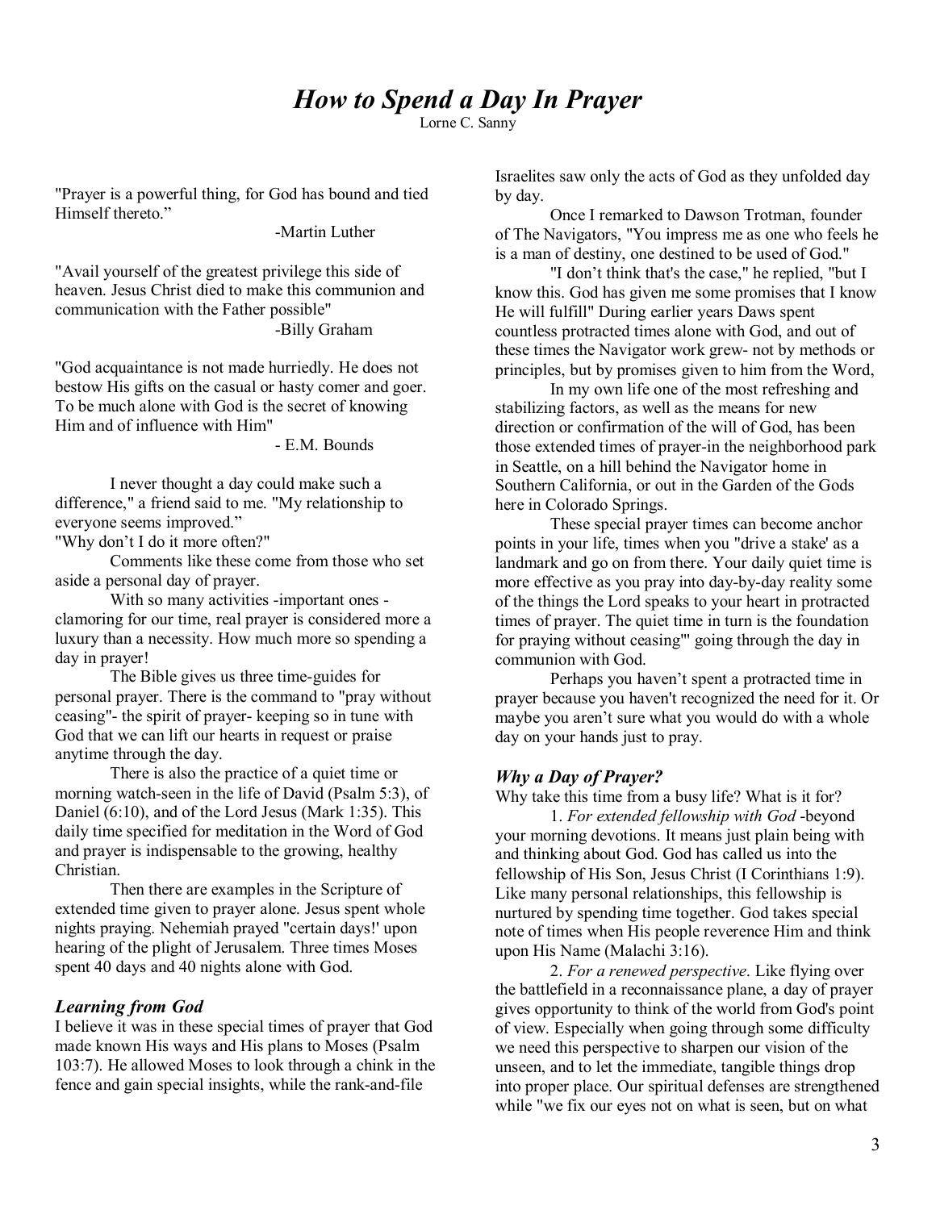# *How to Spend a Day In Prayer*

Lorne C. Sanny

"Prayer is a powerful thing, for God has bound and tied Himself thereto."

-Martin Luther

"Avail yourself of the greatest privilege this side of heaven. Jesus Christ died to make this communion and communication with the Father possible"

-Billy Graham

"God acquaintance is not made hurriedly. He does not bestow His gifts on the casual or hasty comer and goer. To be much alone with God is the secret of knowing Him and of influence with Him"

- E.M. Bounds

I never thought a day could make such a difference," a friend said to me. "My relationship to everyone seems improved."

"Why don't I do it more often?"

Comments like these come from those who set aside a personal day of prayer.

With so many activities -important ones - clamoring for our time, real prayer is considered more a luxury than a necessity. How much more so spending a day in prayer!

The Bible gives us three time-guides for personal prayer. There is the command to "pray without ceasing"- the spirit of prayer- keeping so in tune with God that we can lift our hearts in request or praise anytime through the day.

There is also the practice of a quiet time or morning watch-seen in the life of David (Psalm 5:3), of Daniel (6:10), and of the Lord Jesus (Mark 1:35). This daily time specified for meditation in the Word of God and prayer is indispensable to the growing, healthy Christian.

Then there are examples in the Scripture of extended time given to prayer alone. Jesus spent whole nights praying. Nehemiah prayed "certain days!' upon hearing of the plight of Jerusalem. Three times Moses spent 40 days and 40 nights alone with God.

### *Learning from God*

I believe it was in these special times of prayer that God made known His ways and His plans to Moses (Psalm 103:7). He allowed Moses to look through a chink in the fence and gain special insights, while the rank-and-file Israelites saw only the acts of God as they unfolded day by day.

Once I remarked to Dawson Trotman, founder of The Navigators, "You impress me as one who feels he is a man of destiny, one destined to be used of God."

"I don't think that's the case," he replied, "but I know this. God has given me some promises that I know He will fulfill" During earlier years Daws spent countless protracted times alone with God, and out of these times the Navigator work grew- not by methods or principles, but by promises given to him from the Word,

In my own life one of the most refreshing and stabilizing factors, as well as the means for new direction or confirmation of the will of God, has been those extended times of prayer-in the neighborhood park in Seattle, on a hill behind the Navigator home in Southern California, or out in the Garden of the Gods here in Colorado Springs.

These special prayer times can become anchor points in your life, times when you "drive a stake' as a landmark and go on from there. Your daily quiet time is more effective as you pray into day-by-day reality some of the things the Lord speaks to your heart in protracted times of prayer. The quiet time in turn is the foundation for praying without ceasing"' going through the day in communion with God.

Perhaps you haven't spent a protracted time in prayer because you haven't recognized the need for it. Or maybe you aren't sure what you would do with a whole day on your hands just to pray.

### *Why a Day of Prayer?*

Why take this time from a busy life? What is it for?

1. *For extended fellowship with God* -beyond your morning devotions. It means just plain being with and thinking about God. God has called us into the fellowship of His Son, Jesus Christ (I Corinthians 1:9). Like many personal relationships, this fellowship is nurtured by spending time together. God takes special note of times when His people reverence Him and think upon His Name (Malachi 3:16).

2. *For a renewed perspective*. Like flying over the battlefield in a reconnaissance plane, a day of prayer gives opportunity to think of the world from God's point of view. Especially when going through some difficulty we need this perspective to sharpen our vision of the unseen, and to let the immediate, tangible things drop into proper place. Our spiritual defenses are strengthened while "we fix our eyes not on what is seen, but on what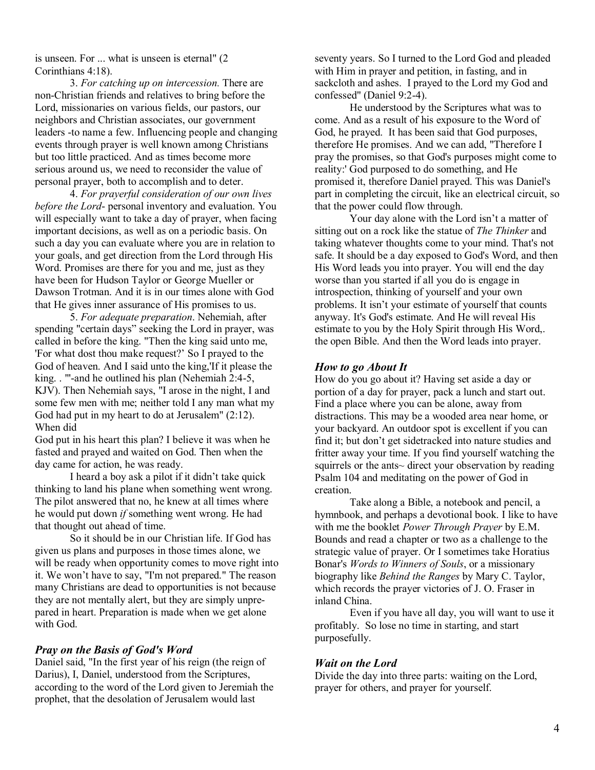is unseen. For ... what is unseen is eternal" (2 Corinthians 4:18).

3. *For catching up on intercession.* There are non-Christian friends and relatives to bring before the Lord, missionaries on various fields, our pastors, our neighbors and Christian associates, our government leaders -to name a few. Influencing people and changing events through prayer is well known among Christians but too little practiced. And as times become more serious around us, we need to reconsider the value of personal prayer, both to accomplish and to deter.

4. *For prayerful consideration of our own lives before the Lord*- personal inventory and evaluation. You will especially want to take a day of prayer, when facing important decisions, as well as on a periodic basis. On such a day you can evaluate where you are in relation to your goals, and get direction from the Lord through His Word. Promises are there for you and me, just as they have been for Hudson Taylor or George Mueller or Dawson Trotman. And it is in our times alone with God that He gives inner assurance of His promises to us.

5. *For adequate preparation*. Nehemiah, after spending "certain days" seeking the Lord in prayer, was called in before the king. "Then the king said unto me, 'For what dost thou make request?' So I prayed to the God of heaven. And I said unto the king,'If it please the king. . '"-and he outlined his plan (Nehemiah 2:4-5, KJV). Then Nehemiah says, "I arose in the night, I and some few men with me; neither told I any man what my God had put in my heart to do at Jerusalem" (2:12). When did God put in his heart this plan? I believe it was when he fasted and prayed and waited on God. Then when the day came for action, he was ready.

I heard a boy ask a pilot if it didn't take quick thinking to land his plane when something went wrong. The pilot answered that no, he knew at all times where he would put down *if* something went wrong. He had that thought out ahead of time.

So it should be in our Christian life. If God has given us plans and purposes in those times alone, we will be ready when opportunity comes to move right into it. We won't have to say, "I'm not prepared." The reason many Christians are dead to opportunities is not because they are not mentally alert, but they are simply unprepared in heart. Preparation is made when we get alone with God.

### *Pray on the Basis of God's Word*

Daniel said, "In the first year of his reign (the reign of Darius), I, Daniel, understood from the Scriptures, according to the word of the Lord given to Jeremiah the prophet, that the desolation of Jerusalem would last seventy years. So I turned to the Lord God and pleaded with Him in prayer and petition, in fasting, and in sackcloth and ashes. I prayed to the Lord my God and confessed" (Daniel 9:2-4).

He understood by the Scriptures what was to come. And as a result of his exposure to the Word of God, he prayed. It has been said that God purposes, therefore He promises. And we can add, "Therefore I pray the promises, so that God's purposes might come to reality:' God purposed to do something, and He promised it, therefore Daniel prayed. This was Daniel's part in completing the circuit, like an electrical circuit, so that the power could flow through.

Your day alone with the Lord isn't a matter of sitting out on a rock like the statue of *The Thinker* and taking whatever thoughts come to your mind. That's not safe. It should be a day exposed to God's Word, and then His Word leads you into prayer. You will end the day worse than you started if all you do is engage in introspection, thinking of yourself and your own problems. It isn't your estimate of yourself that counts anyway. It's God's estimate. And He will reveal His estimate to you by the Holy Spirit through His Word,. the open Bible. And then the Word leads into prayer.

### *How to go About It*

How do you go about it? Having set aside a day or portion of a day for prayer, pack a lunch and start out. Find a place where you can be alone, away from distractions. This may be a wooded area near home, or your backyard. An outdoor spot is excellent if you can find it; but don't get sidetracked into nature studies and fritter away your time. If you find yourself watching the squirrels or the ants~ direct your observation by reading Psalm 104 and meditating on the power of God in creation.

Take along a Bible, a notebook and pencil, a hymnbook, and perhaps a devotional book. I like to have with me the booklet *Power Through Prayer* by E.M. Bounds and read a chapter or two as a challenge to the strategic value of prayer. Or I sometimes take Horatius Bonar's *Words to Winners of Souls*, or a missionary biography like *Behind the Ranges* by Mary C. Taylor, which records the prayer victories of J. O. Fraser in inland China.

Even if you have all day, you will want to use it profitably. So lose no time in starting, and start purposefully.

### *Wait on the Lord*

Divide the day into three parts: waiting on the Lord, prayer for others, and prayer for yourself.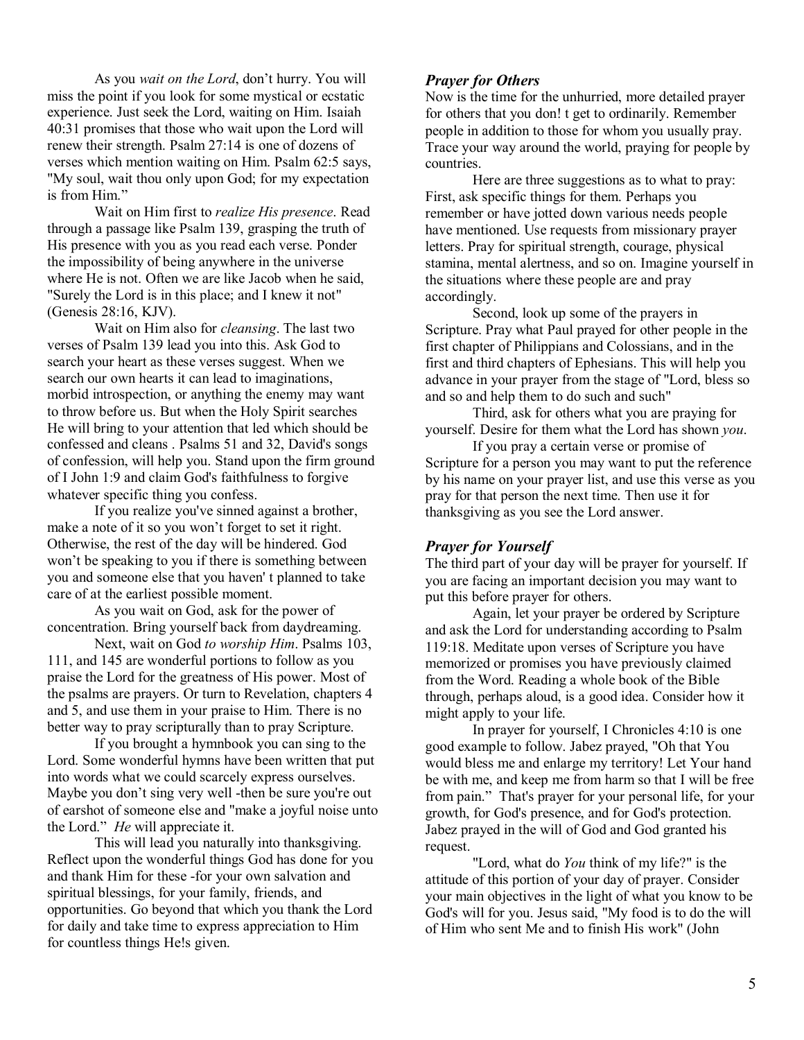As you *wait on the Lord*, don't hurry. You will miss the point if you look for some mystical or ecstatic experience. Just seek the Lord, waiting on Him. Isaiah 40:31 promises that those who wait upon the Lord will renew their strength. Psalm 27:14 is one of dozens of verses which mention waiting on Him. Psalm 62:5 says, "My soul, wait thou only upon God; for my expectation is from Him."

Wait on Him first to *realize His presence*. Read through a passage like Psalm 139, grasping the truth of His presence with you as you read each verse. Ponder the impossibility of being anywhere in the universe where He is not. Often we are like Jacob when he said, "Surely the Lord is in this place; and I knew it not" (Genesis 28:16, KJV).

Wait on Him also for *cleansing*. The last two verses of Psalm 139 lead you into this. Ask God to search your heart as these verses suggest. When we search our own hearts it can lead to imaginations, morbid introspection, or anything the enemy may want to throw before us. But when the Holy Spirit searches He will bring to your attention that led which should be confessed and cleans . Psalms 51 and 32, David's songs of confession, will help you. Stand upon the firm ground of I John 1:9 and claim God's faithfulness to forgive whatever specific thing you confess.

If you realize you've sinned against a brother, make a note of it so you won't forget to set it right. Otherwise, the rest of the day will be hindered. God won't be speaking to you if there is something between you and someone else that you haven' t planned to take care of at the earliest possible moment.

As you wait on God, ask for the power of concentration. Bring yourself back from daydreaming.

Next, wait on God *to worship Him*. Psalms 103, 111, and 145 are wonderful portions to follow as you praise the Lord for the greatness of His power. Most of the psalms are prayers. Or turn to Revelation, chapters 4 and 5, and use them in your praise to Him. There is no better way to pray scripturally than to pray Scripture.

If you brought a hymnbook you can sing to the Lord. Some wonderful hymns have been written that put into words what we could scarcely express ourselves. Maybe you don't sing very well -then be sure you're out of earshot of someone else and "make a joyful noise unto the Lord." *He* will appreciate it.

This will lead you naturally into thanksgiving. Reflect upon the wonderful things God has done for you and thank Him for these -for your own salvation and spiritual blessings, for your family, friends, and opportunities. Go beyond that which you thank the Lord for daily and take time to express appreciation to Him for countless things He!s given.

### *Prayer for Others*

Now is the time for the unhurried, more detailed prayer for others that you don! t get to ordinarily. Remember people in addition to those for whom you usually pray. Trace your way around the world, praying for people by countries.

Here are three suggestions as to what to pray: First, ask specific things for them. Perhaps you remember or have jotted down various needs people have mentioned. Use requests from missionary prayer letters. Pray for spiritual strength, courage, physical stamina, mental alertness, and so on. Imagine yourself in the situations where these people are and pray accordingly.

Second, look up some of the prayers in Scripture. Pray what Paul prayed for other people in the first chapter of Philippians and Colossians, and in the first and third chapters of Ephesians. This will help you advance in your prayer from the stage of "Lord, bless so and so and help them to do such and such"

Third, ask for others what you are praying for yourself. Desire for them what the Lord has shown *you*.

If you pray a certain verse or promise of Scripture for a person you may want to put the reference by his name on your prayer list, and use this verse as you pray for that person the next time. Then use it for thanksgiving as you see the Lord answer.

### *Prayer for Yourself*

The third part of your day will be prayer for yourself. If you are facing an important decision you may want to put this before prayer for others.

Again, let your prayer be ordered by Scripture and ask the Lord for understanding according to Psalm 119:18. Meditate upon verses of Scripture you have memorized or promises you have previously claimed from the Word. Reading a whole book of the Bible through, perhaps aloud, is a good idea. Consider how it might apply to your life.

In prayer for yourself, I Chronicles 4:10 is one good example to follow. Jabez prayed, "Oh that You would bless me and enlarge my territory! Let Your hand be with me, and keep me from harm so that I will be free from pain." That's prayer for your personal life, for your growth, for God's presence, and for God's protection. Jabez prayed in the will of God and God granted his request.

"Lord, what do *You* think of my life?" is the attitude of this portion of your day of prayer. Consider your main objectives in the light of what you know to be God's will for you. Jesus said, "My food is to do the will of Him who sent Me and to finish His work" (John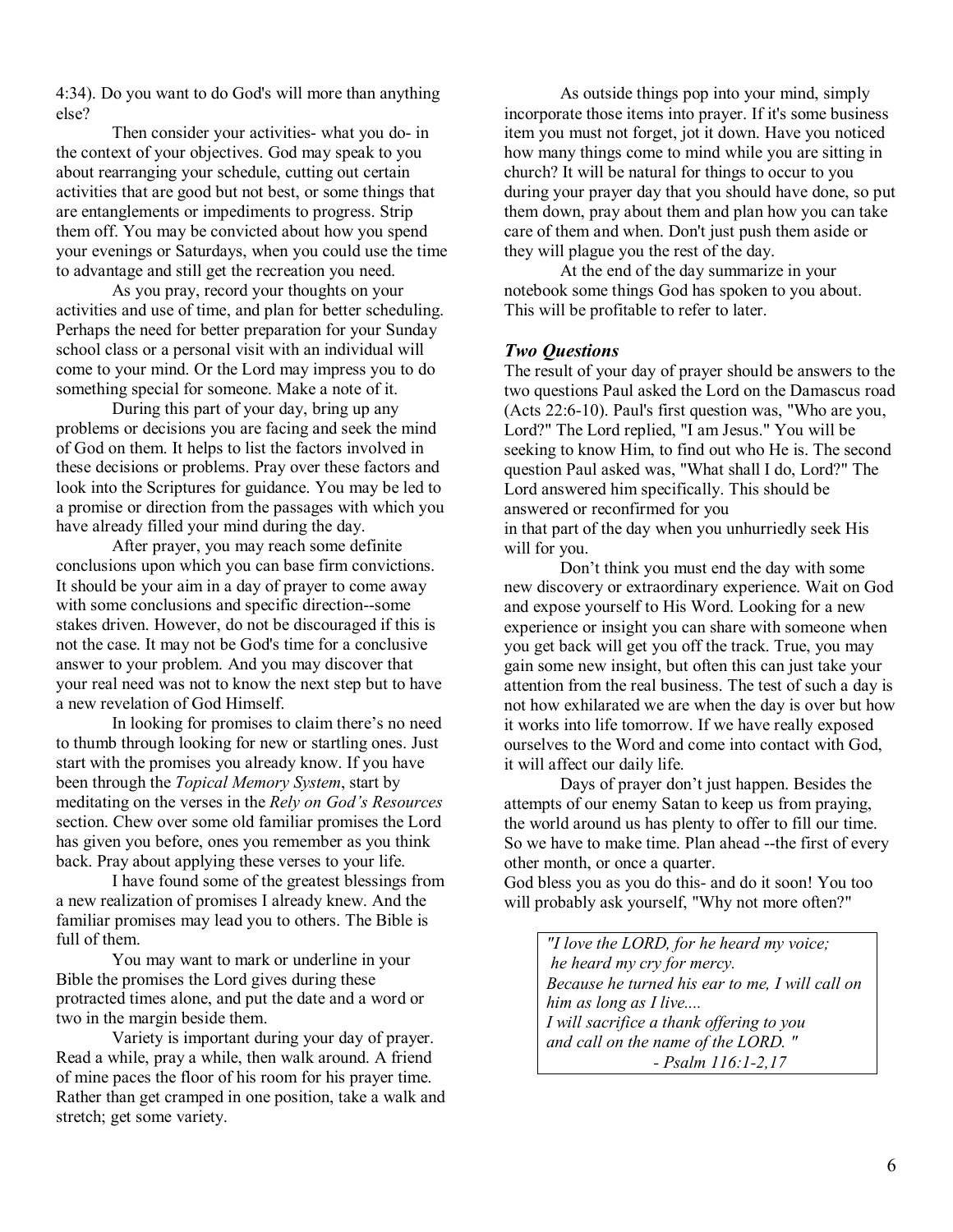4:34). Do you want to do God's will more than anything else?

Then consider your activities- what you do- in the context of your objectives. God may speak to you about rearranging your schedule, cutting out certain activities that are good but not best, or some things that are entanglements or impediments to progress. Strip them off. You may be convicted about how you spend your evenings or Saturdays, when you could use the time to advantage and still get the recreation you need.

As you pray, record your thoughts on your activities and use of time, and plan for better scheduling. Perhaps the need for better preparation for your Sunday school class or a personal visit with an individual will come to your mind. Or the Lord may impress you to do something special for someone. Make a note of it.

During this part of your day, bring up any problems or decisions you are facing and seek the mind of God on them. It helps to list the factors involved in these decisions or problems. Pray over these factors and look into the Scriptures for guidance. You may be led to a promise or direction from the passages with which you have already filled your mind during the day.

After prayer, you may reach some definite conclusions upon which you can base firm convictions. It should be your aim in a day of prayer to come away with some conclusions and specific direction--some stakes driven. However, do not be discouraged if this is not the case. It may not be God's time for a conclusive answer to your problem. And you may discover that your real need was not to know the next step but to have a new revelation of God Himself.

In looking for promises to claim there's no need to thumb through looking for new or startling ones. Just start with the promises you already know. If you have been through the *Topical Memory System*, start by meditating on the verses in the *Rely on God's Resources* section. Chew over some old familiar promises the Lord has given you before, ones you remember as you think back. Pray about applying these verses to your life.

I have found some of the greatest blessings from a new realization of promises I already knew. And the familiar promises may lead you to others. The Bible is full of them.

You may want to mark or underline in your Bible the promises the Lord gives during these protracted times alone, and put the date and a word or two in the margin beside them.

Variety is important during your day of prayer. Read a while, pray a while, then walk around. A friend of mine paces the floor of his room for his prayer time. Rather than get cramped in one position, take a walk and stretch; get some variety.

As outside things pop into your mind, simply incorporate those items into prayer. If it's some business item you must not forget, jot it down. Have you noticed how many things come to mind while you are sitting in church? It will be natural for things to occur to you during your prayer day that you should have done, so put them down, pray about them and plan how you can take care of them and when. Don't just push them aside or they will plague you the rest of the day.

At the end of the day summarize in your notebook some things God has spoken to you about. This will be profitable to refer to later.

### *Two Questions*

The result of your day of prayer should be answers to the two questions Paul asked the Lord on the Damascus road (Acts 22:6-10). Paul's first question was, "Who are you, Lord?" The Lord replied, "I am Jesus." You will be seeking to know Him, to find out who He is. The second question Paul asked was, "What shall I do, Lord?" The Lord answered him specifically. This should be answered or reconfirmed for you in that part of the day when you unhurriedly seek His will for you.

Don't think you must end the day with some new discovery or extraordinary experience. Wait on God and expose yourself to His Word. Looking for a new experience or insight you can share with someone when you get back will get you off the track. True, you may gain some new insight, but often this can just take your attention from the real business. The test of such a day is not how exhilarated we are when the day is over but how it works into life tomorrow. If we have really exposed ourselves to the Word and come into contact with God, it will affect our daily life.

Days of prayer don't just happen. Besides the attempts of our enemy Satan to keep us from praying, the world around us has plenty to offer to fill our time. So we have to make time. Plan ahead --the first of every other month, or once a quarter.

God bless you as you do this- and do it soon! You too will probably ask yourself, "Why not more often?"

> *"I love the LORD, for he heard my voice;*
> *he heard my cry for mercy.*
> *Because he turned his ear to me, I will call on him as long as I live....*
> *I will sacrifice a thank offering to you*
> *and call on the name of the LORD. "*
> *- Psalm 116:1-2,17*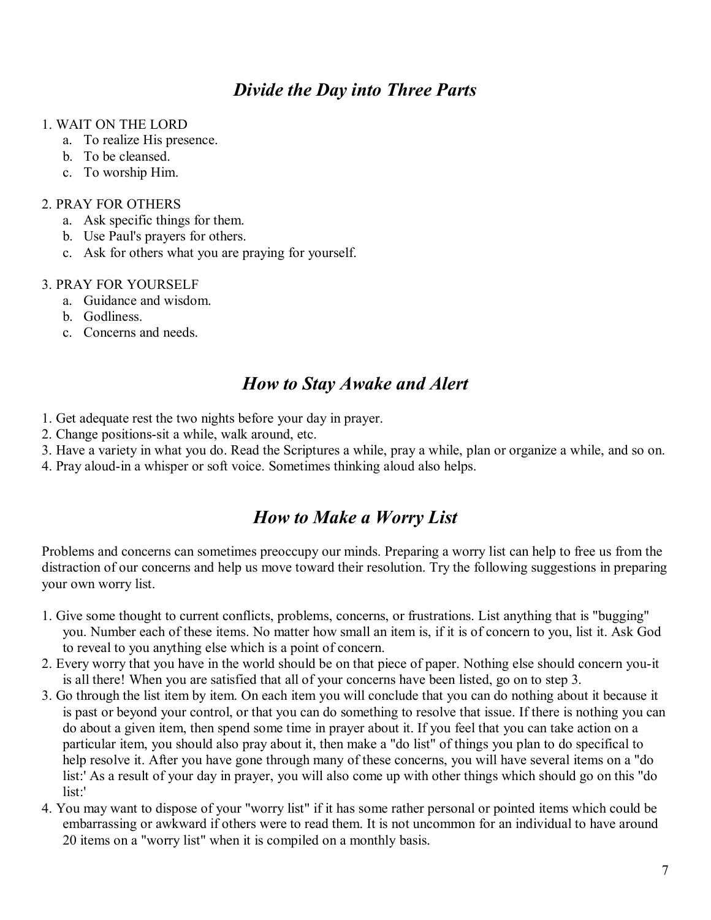## *Divide the Day into Three Parts*

1. WAIT ON THE LORD
    a. To realize His presence.
    b. To be cleansed.
    c. To worship Him.

2. PRAY FOR OTHERS
    a. Ask specific things for them.
    b. Use Paul's prayers for others.
    c. Ask for others what you are praying for yourself.

3. PRAY FOR YOURSELF
    a. Guidance and wisdom.
    b. Godliness.
    c. Concerns and needs.

## *How to Stay Awake and Alert*

1. Get adequate rest the two nights before your day in prayer.
2. Change positions-sit a while, walk around, etc.
3. Have a variety in what you do. Read the Scriptures a while, pray a while, plan or organize a while, and so on.
4. Pray aloud-in a whisper or soft voice. Sometimes thinking aloud also helps.

## *How to Make a Worry List*

Problems and concerns can sometimes preoccupy our minds. Preparing a worry list can help to free us from the distraction of our concerns and help us move toward their resolution. Try the following suggestions in preparing your own worry list.

1. Give some thought to current conflicts, problems, concerns, or frustrations. List anything that is "bugging" you. Number each of these items. No matter how small an item is, if it is of concern to you, list it. Ask God to reveal to you anything else which is a point of concern.
2. Every worry that you have in the world should be on that piece of paper. Nothing else should concern you-it is all there! When you are satisfied that all of your concerns have been listed, go on to step 3.
3. Go through the list item by item. On each item you will conclude that you can do nothing about it because it is past or beyond your control, or that you can do something to resolve that issue. If there is nothing you can do about a given item, then spend some time in prayer about it. If you feel that you can take action on a particular item, you should also pray about it, then make a "do list" of things you plan to do specifical to help resolve it. After you have gone through many of these concerns, you will have several items on a "do list:' As a result of your day in prayer, you will also come up with other things which should go on this "do list:'
4. You may want to dispose of your "worry list" if it has some rather personal or pointed items which could be embarrassing or awkward if others were to read them. It is not uncommon for an individual to have around 20 items on a "worry list" when it is compiled on a monthly basis.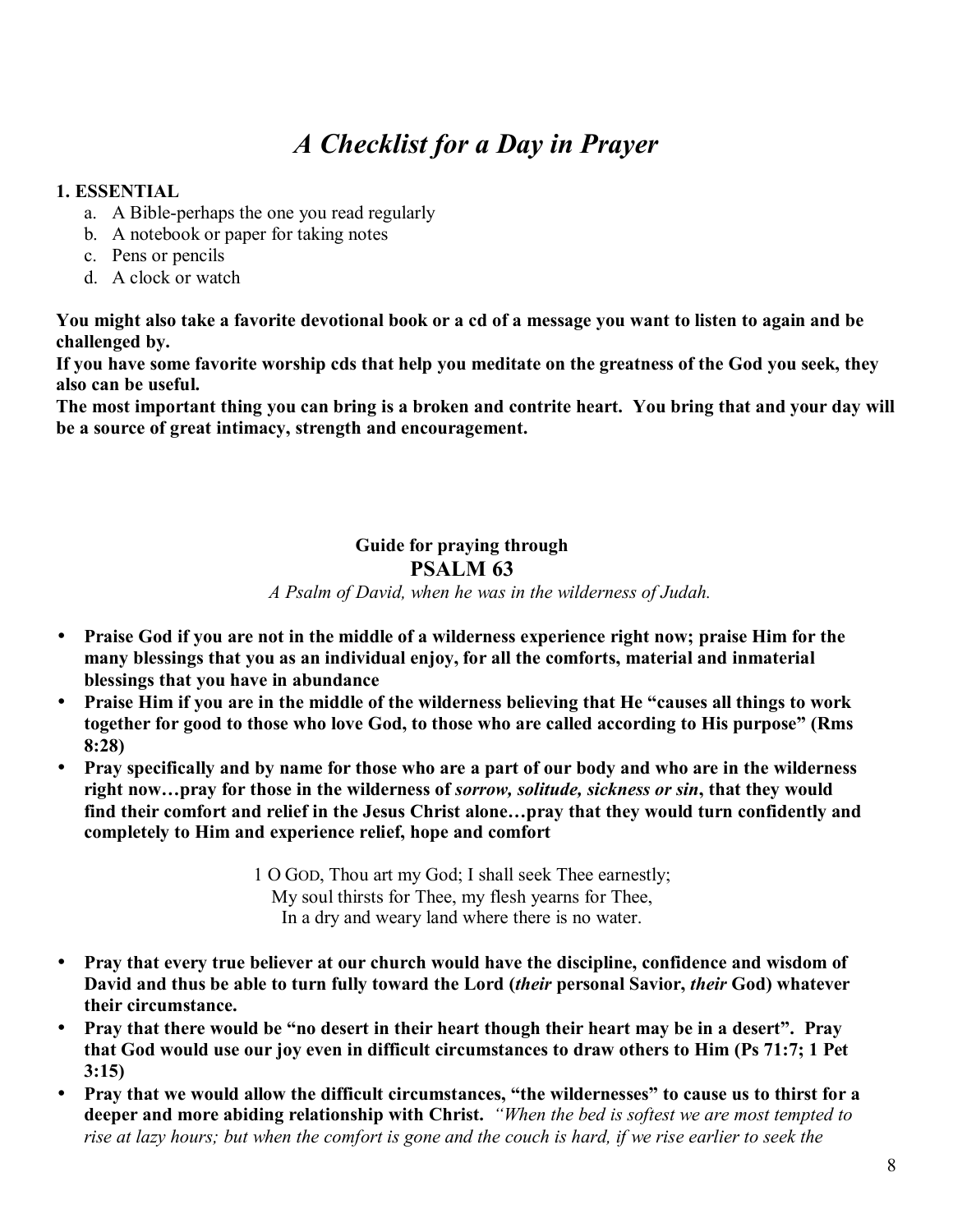# *A Checklist for a Day in Prayer*

**1. ESSENTIAL**

a. A Bible-perhaps the one you read regularly
b. A notebook or paper for taking notes
c. Pens or pencils
d. A clock or watch

**You might also take a favorite devotional book or a cd of a message you want to listen to again and be challenged by.**

**If you have some favorite worship cds that help you meditate on the greatness of the God you seek, they also can be useful.**

**The most important thing you can bring is a broken and contrite heart. You bring that and your day will be a source of great intimacy, strength and encouragement.**

### Guide for praying through
## PSALM 63

*A Psalm of David, when he was in the wilderness of Judah.*

- **Praise God if you are not in the middle of a wilderness experience right now; praise Him for the many blessings that you as an individual enjoy, for all the comforts, material and inmaterial blessings that you have in abundance**
- **Praise Him if you are in the middle of the wilderness believing that He "causes all things to work together for good to those who love God, to those who are called according to His purpose" (Rms 8:28)**
- **Pray specifically and by name for those who are a part of our body and who are in the wilderness right now…pray for those in the wilderness of *sorrow, solitude, sickness or sin*, that they would find their comfort and relief in the Jesus Christ alone…pray that they would turn confidently and completely to Him and experience relief, hope and comfort**

1 O GOD, Thou art my God; I shall seek Thee earnestly;
My soul thirsts for Thee, my flesh yearns for Thee,
In a dry and weary land where there is no water.

- **Pray that every true believer at our church would have the discipline, confidence and wisdom of David and thus be able to turn fully toward the Lord (*their* personal Savior, *their* God) whatever their circumstance.**
- **Pray that there would be "no desert in their heart though their heart may be in a desert". Pray that God would use our joy even in difficult circumstances to draw others to Him (Ps 71:7; 1 Pet 3:15)**
- **Pray that we would allow the difficult circumstances, "the wildernesses" to cause us to thirst for a deeper and more abiding relationship with Christ.** *"When the bed is softest we are most tempted to rise at lazy hours; but when the comfort is gone and the couch is hard, if we rise earlier to seek the*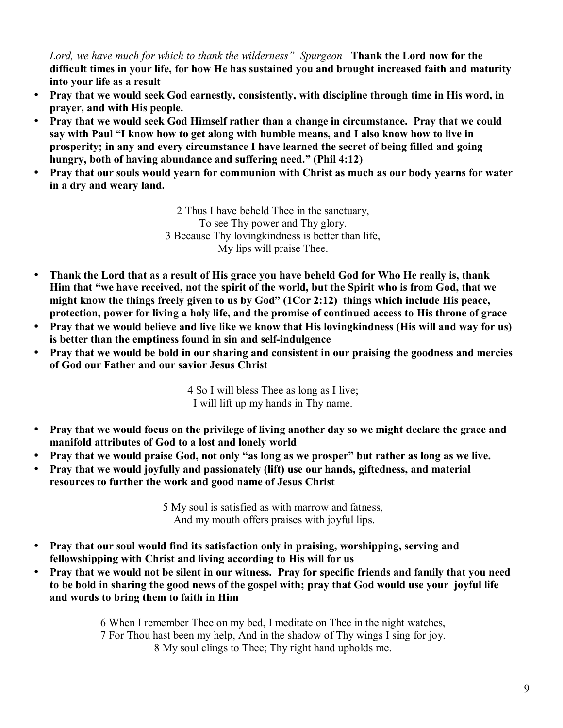*Lord, we have much for which to thank the wilderness" Spurgeon* **Thank the Lord now for the difficult times in your life, for how He has sustained you and brought increased faith and maturity into your life as a result**

- **Pray that we would seek God earnestly, consistently, with discipline through time in His word, in prayer, and with His people.**
- **Pray that we would seek God Himself rather than a change in circumstance. Pray that we could say with Paul "I know how to get along with humble means, and I also know how to live in prosperity; in any and every circumstance I have learned the secret of being filled and going hungry, both of having abundance and suffering need." (Phil 4:12)**
- **Pray that our souls would yearn for communion with Christ as much as our body yearns for water in a dry and weary land.**

2 Thus I have beheld Thee in the sanctuary,
To see Thy power and Thy glory.
3 Because Thy lovingkindness is better than life,
My lips will praise Thee.

- **Thank the Lord that as a result of His grace you have beheld God for Who He really is, thank Him that "we have received, not the spirit of the world, but the Spirit who is from God, that we might know the things freely given to us by God" (1Cor 2:12) things which include His peace, protection, power for living a holy life, and the promise of continued access to His throne of grace**
- **Pray that we would believe and live like we know that His lovingkindness (His will and way for us) is better than the emptiness found in sin and self-indulgence**
- **Pray that we would be bold in our sharing and consistent in our praising the goodness and mercies of God our Father and our savior Jesus Christ**

4 So I will bless Thee as long as I live;
I will lift up my hands in Thy name.

- **Pray that we would focus on the privilege of living another day so we might declare the grace and manifold attributes of God to a lost and lonely world**
- **Pray that we would praise God, not only "as long as we prosper" but rather as long as we live.**
- **Pray that we would joyfully and passionately (lift) use our hands, giftedness, and material resources to further the work and good name of Jesus Christ**

5 My soul is satisfied as with marrow and fatness,
And my mouth offers praises with joyful lips.

- **Pray that our soul would find its satisfaction only in praising, worshipping, serving and fellowshipping with Christ and living according to His will for us**
- **Pray that we would not be silent in our witness. Pray for specific friends and family that you need to be bold in sharing the good news of the gospel with; pray that God would use your joyful life and words to bring them to faith in Him**

6 When I remember Thee on my bed, I meditate on Thee in the night watches,
7 For Thou hast been my help, And in the shadow of Thy wings I sing for joy.
8 My soul clings to Thee; Thy right hand upholds me.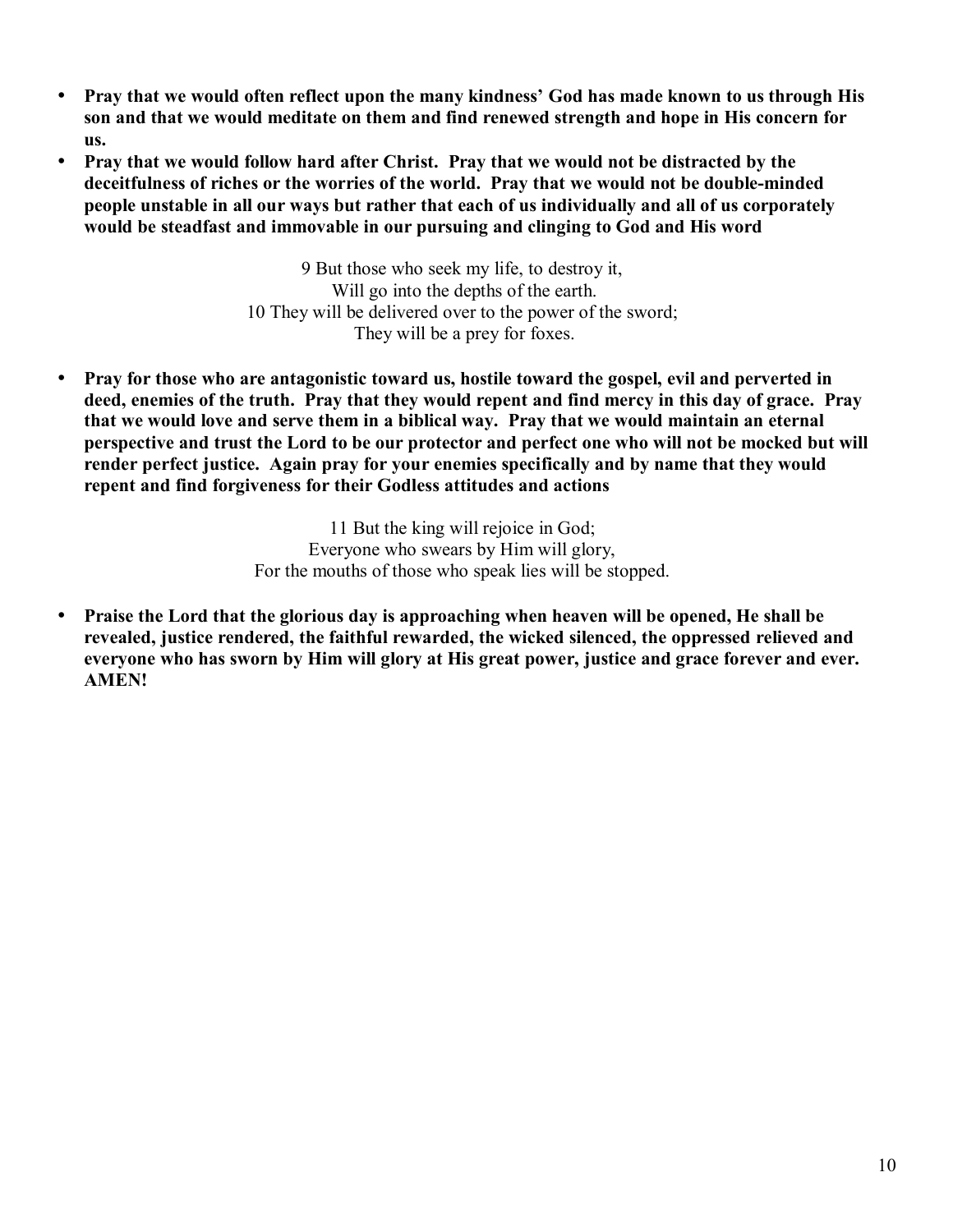- **Pray that we would often reflect upon the many kindness' God has made known to us through His son and that we would meditate on them and find renewed strength and hope in His concern for us.**
- **Pray that we would follow hard after Christ. Pray that we would not be distracted by the deceitfulness of riches or the worries of the world. Pray that we would not be double-minded people unstable in all our ways but rather that each of us individually and all of us corporately would be steadfast and immovable in our pursuing and clinging to God and His word**

9 But those who seek my life, to destroy it,
Will go into the depths of the earth.
10 They will be delivered over to the power of the sword;
They will be a prey for foxes.

- **Pray for those who are antagonistic toward us, hostile toward the gospel, evil and perverted in deed, enemies of the truth. Pray that they would repent and find mercy in this day of grace. Pray that we would love and serve them in a biblical way. Pray that we would maintain an eternal perspective and trust the Lord to be our protector and perfect one who will not be mocked but will render perfect justice. Again pray for your enemies specifically and by name that they would repent and find forgiveness for their Godless attitudes and actions**

11 But the king will rejoice in God;
Everyone who swears by Him will glory,
For the mouths of those who speak lies will be stopped.

- **Praise the Lord that the glorious day is approaching when heaven will be opened, He shall be revealed, justice rendered, the faithful rewarded, the wicked silenced, the oppressed relieved and everyone who has sworn by Him will glory at His great power, justice and grace forever and ever. AMEN!**